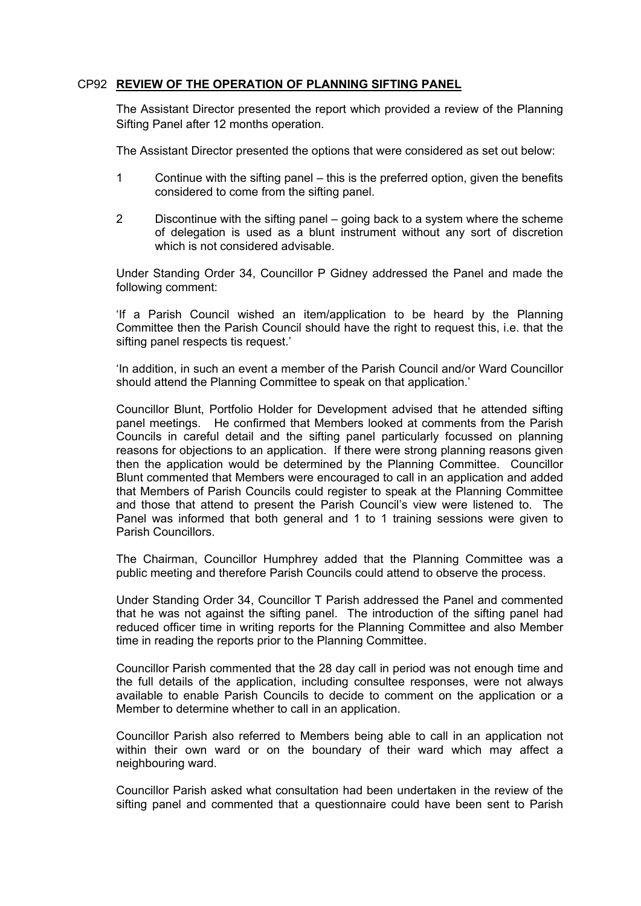## CP92 **REVIEW OF THE OPERATION OF PLANNING SIFTING PANEL**

The Assistant Director presented the report which provided a review of the Planning Sifting Panel after 12 months operation.

The Assistant Director presented the options that were considered as set out below:

1. Continue with the sifting panel – this is the preferred option, given the benefits considered to come from the sifting panel.

2. Discontinue with the sifting panel – going back to a system where the scheme of delegation is used as a blunt instrument without any sort of discretion which is not considered advisable.

Under Standing Order 34, Councillor P Gidney addressed the Panel and made the following comment:

'If a Parish Council wished an item/application to be heard by the Planning Committee then the Parish Council should have the right to request this, i.e. that the sifting panel respects tis request.'

'In addition, in such an event a member of the Parish Council and/or Ward Councillor should attend the Planning Committee to speak on that application.'

Councillor Blunt, Portfolio Holder for Development advised that he attended sifting panel meetings. He confirmed that Members looked at comments from the Parish Councils in careful detail and the sifting panel particularly focussed on planning reasons for objections to an application. If there were strong planning reasons given then the application would be determined by the Planning Committee. Councillor Blunt commented that Members were encouraged to call in an application and added that Members of Parish Councils could register to speak at the Planning Committee and those that attend to present the Parish Council's view were listened to. The Panel was informed that both general and 1 to 1 training sessions were given to Parish Councillors.

The Chairman, Councillor Humphrey added that the Planning Committee was a public meeting and therefore Parish Councils could attend to observe the process.

Under Standing Order 34, Councillor T Parish addressed the Panel and commented that he was not against the sifting panel. The introduction of the sifting panel had reduced officer time in writing reports for the Planning Committee and also Member time in reading the reports prior to the Planning Committee.

Councillor Parish commented that the 28 day call in period was not enough time and the full details of the application, including consultee responses, were not always available to enable Parish Councils to decide to comment on the application or a Member to determine whether to call in an application.

Councillor Parish also referred to Members being able to call in an application not within their own ward or on the boundary of their ward which may affect a neighbouring ward.

Councillor Parish asked what consultation had been undertaken in the review of the sifting panel and commented that a questionnaire could have been sent to Parish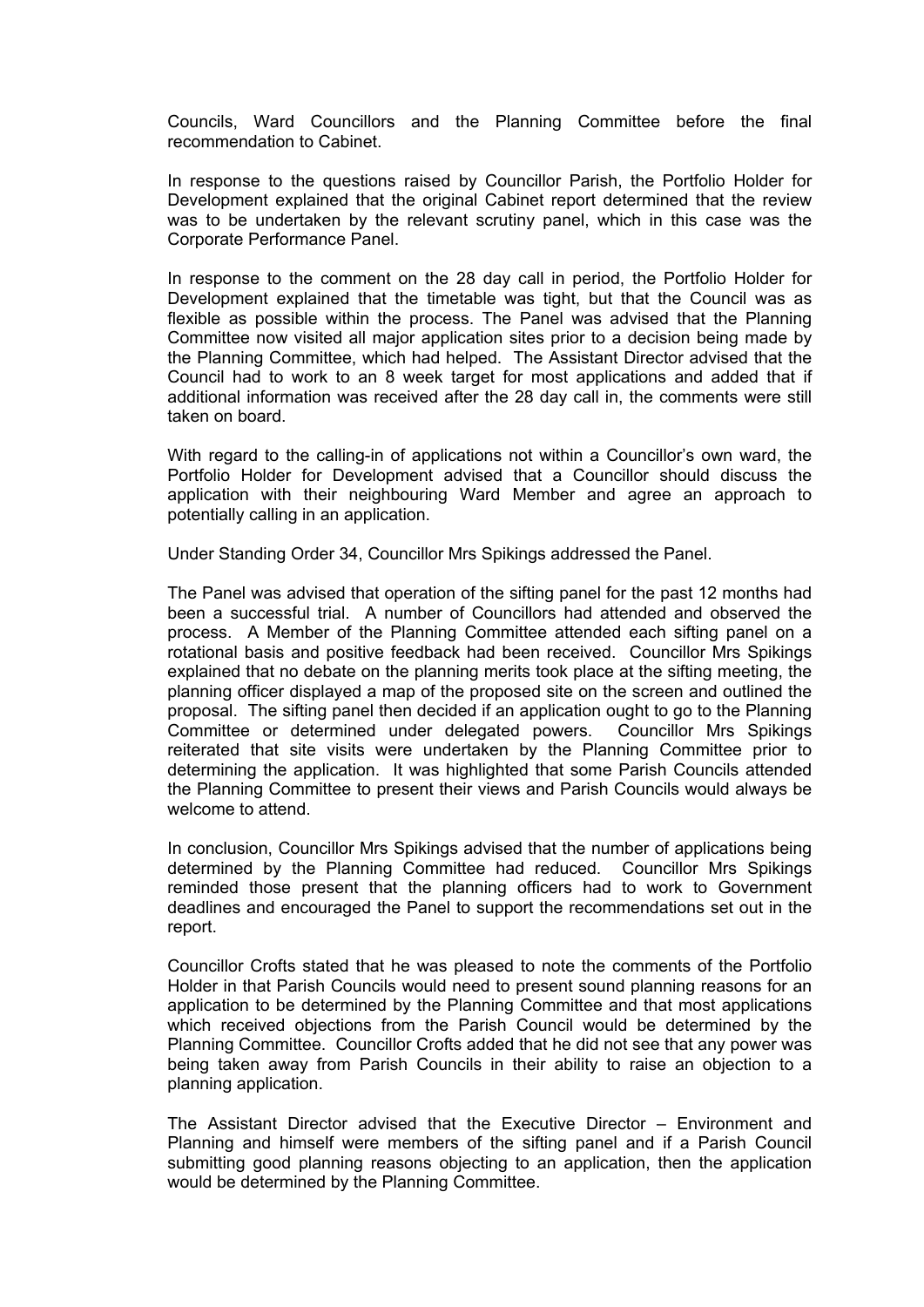Councils, Ward Councillors and the Planning Committee before the final recommendation to Cabinet.

In response to the questions raised by Councillor Parish, the Portfolio Holder for Development explained that the original Cabinet report determined that the review was to be undertaken by the relevant scrutiny panel, which in this case was the Corporate Performance Panel.

In response to the comment on the 28 day call in period, the Portfolio Holder for Development explained that the timetable was tight, but that the Council was as flexible as possible within the process. The Panel was advised that the Planning Committee now visited all major application sites prior to a decision being made by the Planning Committee, which had helped. The Assistant Director advised that the Council had to work to an 8 week target for most applications and added that if additional information was received after the 28 day call in, the comments were still taken on board.

With regard to the calling-in of applications not within a Councillor's own ward, the Portfolio Holder for Development advised that a Councillor should discuss the application with their neighbouring Ward Member and agree an approach to potentially calling in an application.

Under Standing Order 34, Councillor Mrs Spikings addressed the Panel.

The Panel was advised that operation of the sifting panel for the past 12 months had been a successful trial. A number of Councillors had attended and observed the process. A Member of the Planning Committee attended each sifting panel on a rotational basis and positive feedback had been received. Councillor Mrs Spikings explained that no debate on the planning merits took place at the sifting meeting, the planning officer displayed a map of the proposed site on the screen and outlined the proposal. The sifting panel then decided if an application ought to go to the Planning Committee or determined under delegated powers. Councillor Mrs Spikings reiterated that site visits were undertaken by the Planning Committee prior to determining the application. It was highlighted that some Parish Councils attended the Planning Committee to present their views and Parish Councils would always be welcome to attend.

In conclusion, Councillor Mrs Spikings advised that the number of applications being determined by the Planning Committee had reduced. Councillor Mrs Spikings reminded those present that the planning officers had to work to Government deadlines and encouraged the Panel to support the recommendations set out in the report.

Councillor Crofts stated that he was pleased to note the comments of the Portfolio Holder in that Parish Councils would need to present sound planning reasons for an application to be determined by the Planning Committee and that most applications which received objections from the Parish Council would be determined by the Planning Committee. Councillor Crofts added that he did not see that any power was being taken away from Parish Councils in their ability to raise an objection to a planning application.

The Assistant Director advised that the Executive Director – Environment and Planning and himself were members of the sifting panel and if a Parish Council submitting good planning reasons objecting to an application, then the application would be determined by the Planning Committee.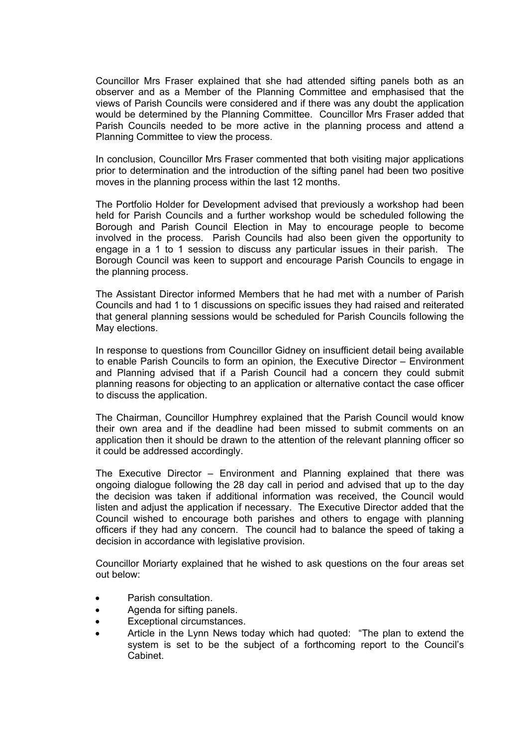Councillor Mrs Fraser explained that she had attended sifting panels both as an observer and as a Member of the Planning Committee and emphasised that the views of Parish Councils were considered and if there was any doubt the application would be determined by the Planning Committee. Councillor Mrs Fraser added that Parish Councils needed to be more active in the planning process and attend a Planning Committee to view the process.

In conclusion, Councillor Mrs Fraser commented that both visiting major applications prior to determination and the introduction of the sifting panel had been two positive moves in the planning process within the last 12 months.

The Portfolio Holder for Development advised that previously a workshop had been held for Parish Councils and a further workshop would be scheduled following the Borough and Parish Council Election in May to encourage people to become involved in the process. Parish Councils had also been given the opportunity to engage in a 1 to 1 session to discuss any particular issues in their parish. The Borough Council was keen to support and encourage Parish Councils to engage in the planning process.

The Assistant Director informed Members that he had met with a number of Parish Councils and had 1 to 1 discussions on specific issues they had raised and reiterated that general planning sessions would be scheduled for Parish Councils following the May elections.

In response to questions from Councillor Gidney on insufficient detail being available to enable Parish Councils to form an opinion, the Executive Director – Environment and Planning advised that if a Parish Council had a concern they could submit planning reasons for objecting to an application or alternative contact the case officer to discuss the application.

The Chairman, Councillor Humphrey explained that the Parish Council would know their own area and if the deadline had been missed to submit comments on an application then it should be drawn to the attention of the relevant planning officer so it could be addressed accordingly.

The Executive Director – Environment and Planning explained that there was ongoing dialogue following the 28 day call in period and advised that up to the day the decision was taken if additional information was received, the Council would listen and adjust the application if necessary. The Executive Director added that the Council wished to encourage both parishes and others to engage with planning officers if they had any concern. The council had to balance the speed of taking a decision in accordance with legislative provision.

Councillor Moriarty explained that he wished to ask questions on the four areas set out below:

- Parish consultation.
- Agenda for sifting panels.
- Exceptional circumstances.
- Article in the Lynn News today which had quoted: "The plan to extend the system is set to be the subject of a forthcoming report to the Council's Cabinet.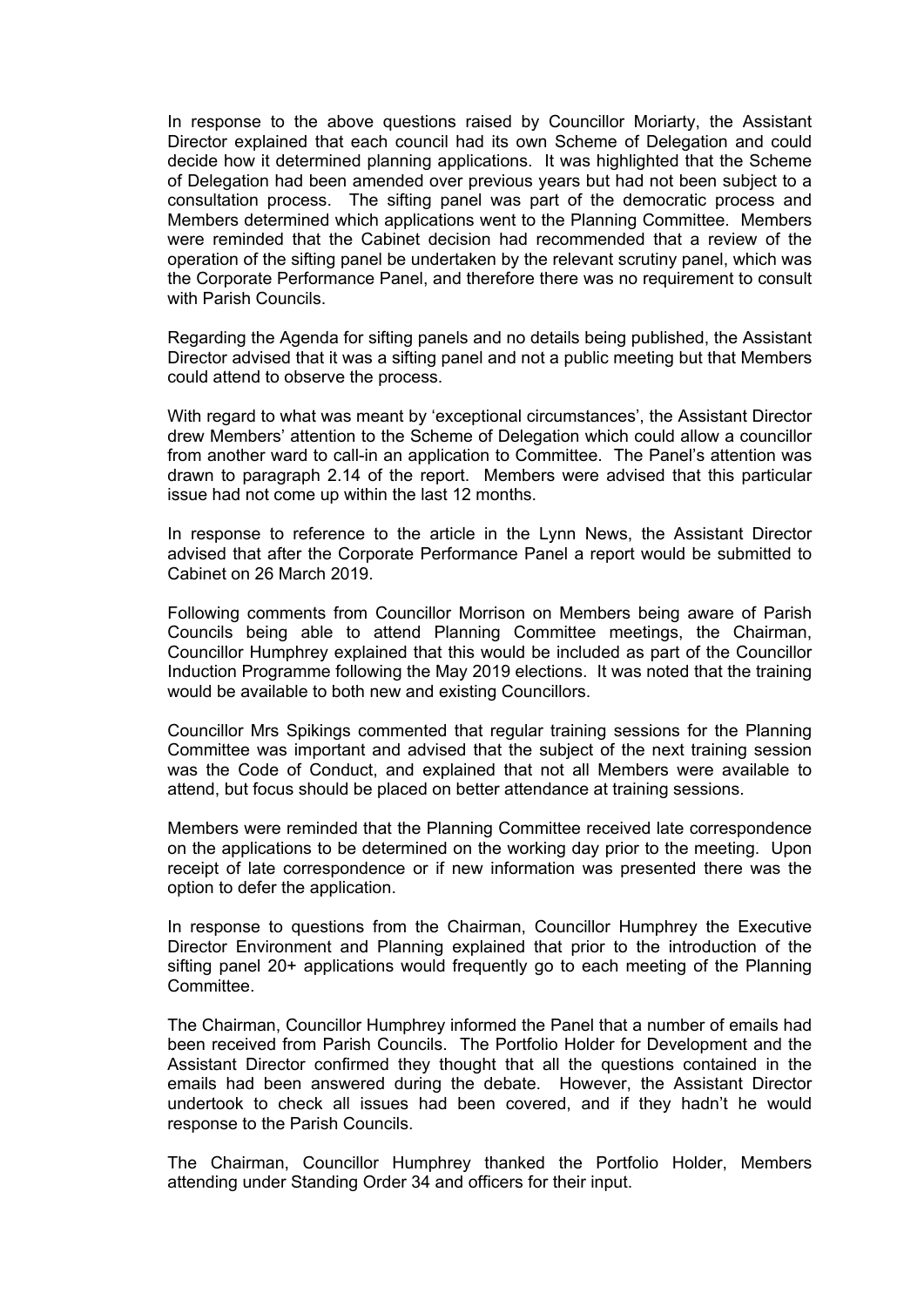In response to the above questions raised by Councillor Moriarty, the Assistant Director explained that each council had its own Scheme of Delegation and could decide how it determined planning applications. It was highlighted that the Scheme of Delegation had been amended over previous years but had not been subject to a consultation process. The sifting panel was part of the democratic process and Members determined which applications went to the Planning Committee. Members were reminded that the Cabinet decision had recommended that a review of the operation of the sifting panel be undertaken by the relevant scrutiny panel, which was the Corporate Performance Panel, and therefore there was no requirement to consult with Parish Councils.

Regarding the Agenda for sifting panels and no details being published, the Assistant Director advised that it was a sifting panel and not a public meeting but that Members could attend to observe the process.

With regard to what was meant by 'exceptional circumstances', the Assistant Director drew Members' attention to the Scheme of Delegation which could allow a councillor from another ward to call-in an application to Committee. The Panel's attention was drawn to paragraph 2.14 of the report. Members were advised that this particular issue had not come up within the last 12 months.

In response to reference to the article in the Lynn News, the Assistant Director advised that after the Corporate Performance Panel a report would be submitted to Cabinet on 26 March 2019.

Following comments from Councillor Morrison on Members being aware of Parish Councils being able to attend Planning Committee meetings, the Chairman, Councillor Humphrey explained that this would be included as part of the Councillor Induction Programme following the May 2019 elections. It was noted that the training would be available to both new and existing Councillors.

Councillor Mrs Spikings commented that regular training sessions for the Planning Committee was important and advised that the subject of the next training session was the Code of Conduct, and explained that not all Members were available to attend, but focus should be placed on better attendance at training sessions.

Members were reminded that the Planning Committee received late correspondence on the applications to be determined on the working day prior to the meeting. Upon receipt of late correspondence or if new information was presented there was the option to defer the application.

In response to questions from the Chairman, Councillor Humphrey the Executive Director Environment and Planning explained that prior to the introduction of the sifting panel 20+ applications would frequently go to each meeting of the Planning Committee.

The Chairman, Councillor Humphrey informed the Panel that a number of emails had been received from Parish Councils. The Portfolio Holder for Development and the Assistant Director confirmed they thought that all the questions contained in the emails had been answered during the debate. However, the Assistant Director undertook to check all issues had been covered, and if they hadn't he would response to the Parish Councils.

The Chairman, Councillor Humphrey thanked the Portfolio Holder, Members attending under Standing Order 34 and officers for their input.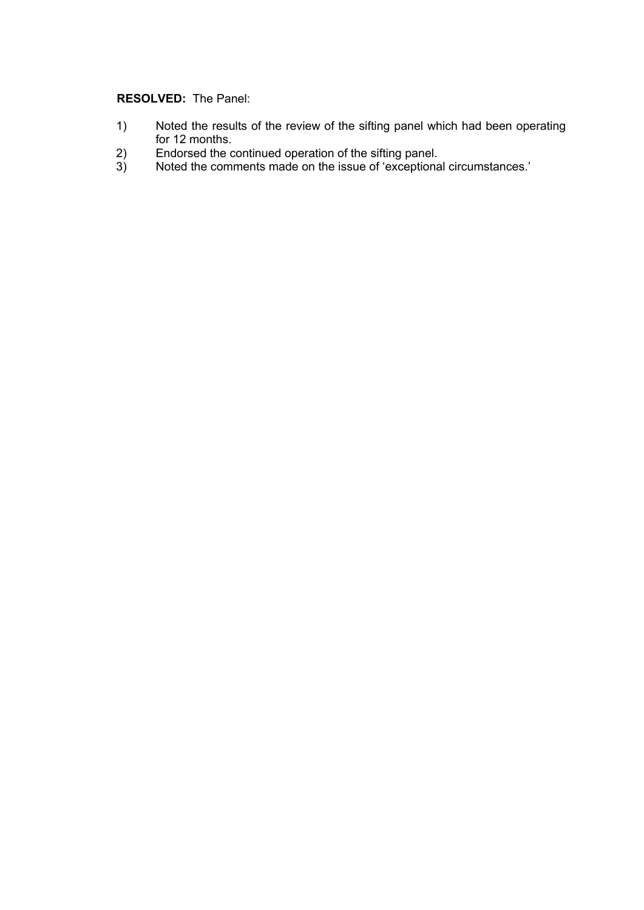**RESOLVED:** The Panel:

1) Noted the results of the review of the sifting panel which had been operating for 12 months.
2) Endorsed the continued operation of the sifting panel.
3) Noted the comments made on the issue of 'exceptional circumstances.'